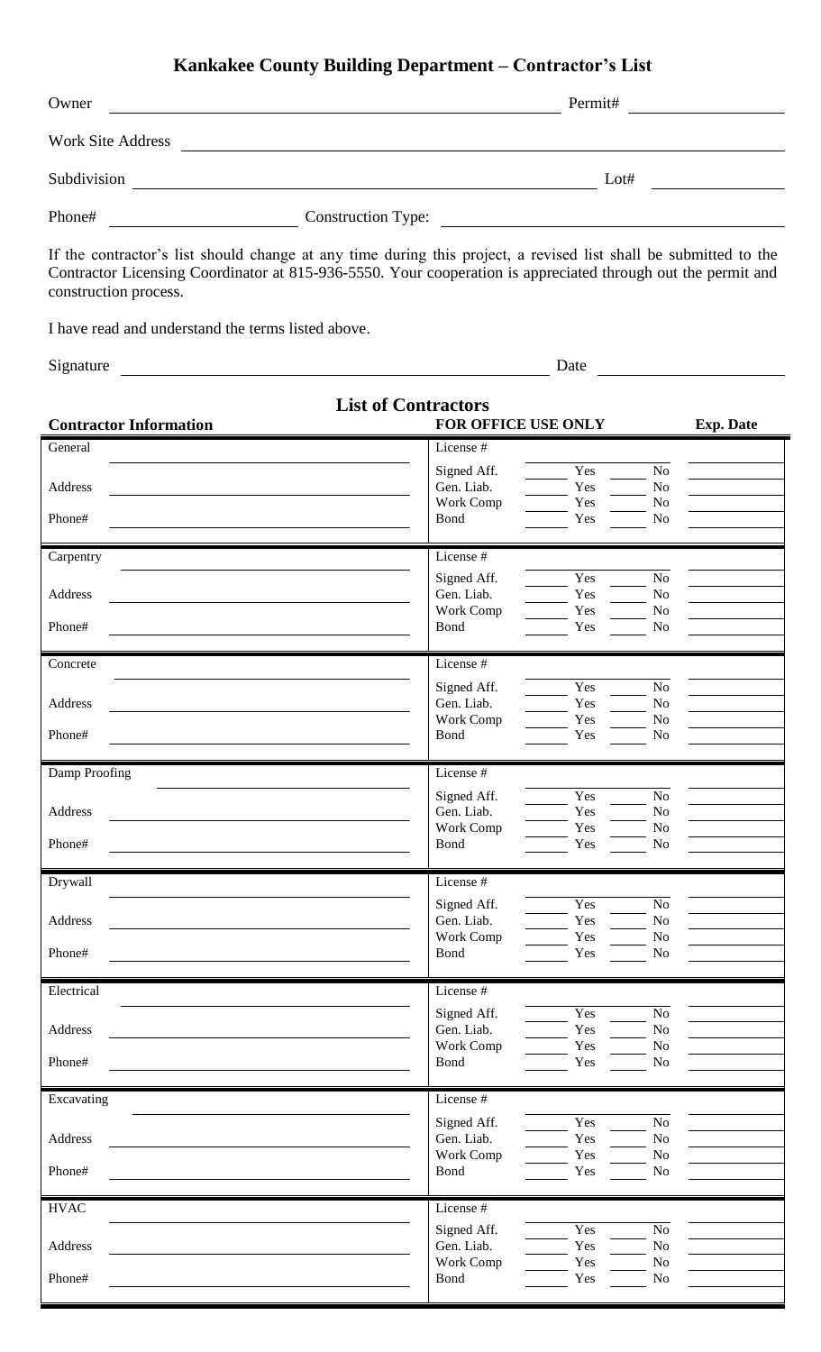# Kankakee County Building Department – Contractor's List

Owner \_\_\_\_\_\_\_\_\_\_\_\_\_\_\_\_\_\_\_\_\_\_\_\_\_\_\_\_\_\_ Permit# \_\_\_\_\_\_\_\_\_\_\_\_

Work Site Address \_\_\_\_\_\_\_\_\_\_\_\_\_\_\_\_\_\_\_\_\_\_\_\_\_\_\_\_\_\_\_\_\_\_\_\_\_\_\_\_

Subdivision \_\_\_\_\_\_\_\_\_\_\_\_\_\_\_\_\_\_\_\_\_\_\_\_\_\_\_\_\_\_ Lot# \_\_\_\_\_\_\_\_\_\_\_\_

Phone# \_\_\_\_\_\_\_\_\_\_\_\_\_\_ Construction Type: \_\_\_\_\_\_\_\_\_\_\_\_\_\_\_\_\_\_\_\_\_\_\_\_

If the contractor's list should change at any time during this project, a revised list shall be submitted to the Contractor Licensing Coordinator at 815-936-5550. Your cooperation is appreciated through out the permit and construction process.

I have read and understand the terms listed above.

Signature \_\_\_\_\_\_\_\_\_\_\_\_\_\_\_\_\_\_\_\_\_\_\_\_\_\_\_\_\_\_ Date \_\_\_\_\_\_\_\_\_\_\_\_

## List of Contractors

| Contractor Information | FOR OFFICE USE ONLY | | | Exp. Date |
|---|---|---|---|---|
| General | License # | | | |
| Address | Signed Aff. | ___ Yes | ___ No | |
| | Gen. Liab. | ___ Yes | ___ No | |
| Phone# | Work Comp | ___ Yes | ___ No | |
| | Bond | ___ Yes | ___ No | |
| Carpentry | License # | | | |
| Address | Signed Aff. | ___ Yes | ___ No | |
| | Gen. Liab. | ___ Yes | ___ No | |
| Phone# | Work Comp | ___ Yes | ___ No | |
| | Bond | ___ Yes | ___ No | |
| Concrete | License # | | | |
| Address | Signed Aff. | ___ Yes | ___ No | |
| | Gen. Liab. | ___ Yes | ___ No | |
| Phone# | Work Comp | ___ Yes | ___ No | |
| | Bond | ___ Yes | ___ No | |
| Damp Proofing | License # | | | |
| Address | Signed Aff. | ___ Yes | ___ No | |
| | Gen. Liab. | ___ Yes | ___ No | |
| Phone# | Work Comp | ___ Yes | ___ No | |
| | Bond | ___ Yes | ___ No | |
| Drywall | License # | | | |
| Address | Signed Aff. | ___ Yes | ___ No | |
| | Gen. Liab. | ___ Yes | ___ No | |
| Phone# | Work Comp | ___ Yes | ___ No | |
| | Bond | ___ Yes | ___ No | |
| Electrical | License # | | | |
| Address | Signed Aff. | ___ Yes | ___ No | |
| | Gen. Liab. | ___ Yes | ___ No | |
| Phone# | Work Comp | ___ Yes | ___ No | |
| | Bond | ___ Yes | ___ No | |
| Excavating | License # | | | |
| Address | Signed Aff. | ___ Yes | ___ No | |
| | Gen. Liab. | ___ Yes | ___ No | |
| Phone# | Work Comp | ___ Yes | ___ No | |
| | Bond | ___ Yes | ___ No | |
| HVAC | License # | | | |
| Address | Signed Aff. | ___ Yes | ___ No | |
| | Gen. Liab. | ___ Yes | ___ No | |
| Phone# | Work Comp | ___ Yes | ___ No | |
| | Bond | ___ Yes | ___ No | |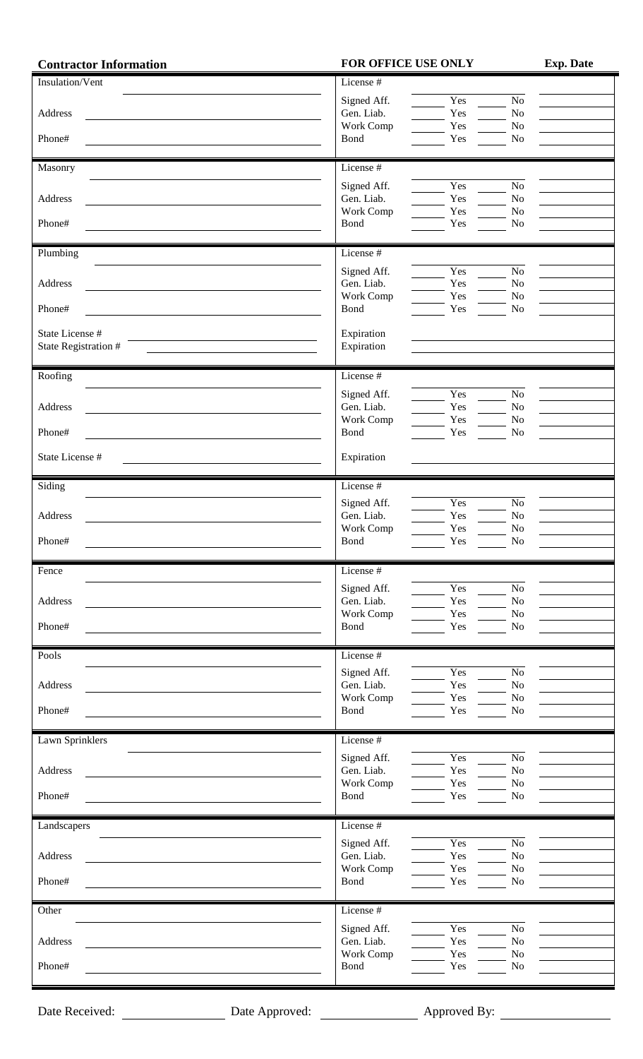| Contractor Information | FOR OFFICE USE ONLY | | | Exp. Date |
|---|---|---|---|---|
| Insulation/Vent | License # | | | |
| Address | Signed Aff. | Yes | No | |
| | Gen. Liab. | Yes | No | |
| Phone# | Work Comp | Yes | No | |
| | Bond | Yes | No | |
| Masonry | License # | | | |
| Address | Signed Aff. | Yes | No | |
| | Gen. Liab. | Yes | No | |
| Phone# | Work Comp | Yes | No | |
| | Bond | Yes | No | |
| Plumbing | License # | | | |
| Address | Signed Aff. | Yes | No | |
| | Gen. Liab. | Yes | No | |
| Phone# | Work Comp | Yes | No | |
| | Bond | Yes | No | |
| State License # | Expiration | | | |
| State Registration # | Expiration | | | |
| Roofing | License # | | | |
| Address | Signed Aff. | Yes | No | |
| | Gen. Liab. | Yes | No | |
| Phone# | Work Comp | Yes | No | |
| | Bond | Yes | No | |
| State License # | Expiration | | | |
| Siding | License # | | | |
| Address | Signed Aff. | Yes | No | |
| | Gen. Liab. | Yes | No | |
| Phone# | Work Comp | Yes | No | |
| | Bond | Yes | No | |
| Fence | License # | | | |
| Address | Signed Aff. | Yes | No | |
| | Gen. Liab. | Yes | No | |
| Phone# | Work Comp | Yes | No | |
| | Bond | Yes | No | |
| Pools | License # | | | |
| Address | Signed Aff. | Yes | No | |
| | Gen. Liab. | Yes | No | |
| Phone# | Work Comp | Yes | No | |
| | Bond | Yes | No | |
| Lawn Sprinklers | License # | | | |
| Address | Signed Aff. | Yes | No | |
| | Gen. Liab. | Yes | No | |
| Phone# | Work Comp | Yes | No | |
| | Bond | Yes | No | |
| Landscapers | License # | | | |
| Address | Signed Aff. | Yes | No | |
| | Gen. Liab. | Yes | No | |
| Phone# | Work Comp | Yes | No | |
| | Bond | Yes | No | |
| Other | License # | | | |
| Address | Signed Aff. | Yes | No | |
| | Gen. Liab. | Yes | No | |
| Phone# | Work Comp | Yes | No | |
| | Bond | Yes | No | |

Date Received: ______________ Date Approved: ______________ Approved By: ______________